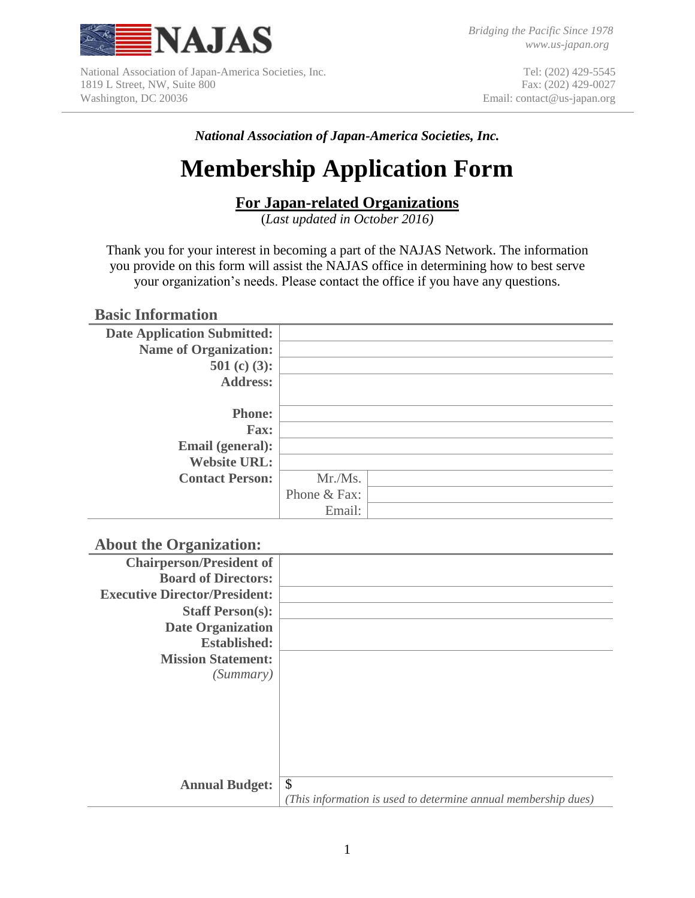NAJAS

*Bridging the Pacific Since 1978*
*www.us-japan.org*

National Association of Japan-America Societies, Inc.
1819 L Street, NW, Suite 800
Washington, DC 20036

Tel: (202) 429-5545
Fax: (202) 429-0027
Email: contact@us-japan.org

***National Association of Japan-America Societies, Inc.***

# Membership Application Form

## For Japan-related Organizations

(*Last updated in October 2016)*

Thank you for your interest in becoming a part of the NAJAS Network. The information you provide on this form will assist the NAJAS office in determining how to best serve your organization's needs. Please contact the office if you have any questions.

### Basic Information

| | | |
|---|---|---|
| **Date Application Submitted:** | | |
| **Name of Organization:** | | |
| **501 (c) (3):** | | |
| **Address:** | | |
| **Phone:** | | |
| **Fax:** | | |
| **Email (general):** | | |
| **Website URL:** | | |
| **Contact Person:** | Mr./Ms. | |
| | Phone & Fax: | |
| | Email: | |

### About the Organization:

| | |
|---|---|
| **Chairperson/President of Board of Directors:** | |
| **Executive Director/President:** | |
| **Staff Person(s):** | |
| **Date Organization Established:** | |
| **Mission Statement:** *(Summary)* | |
| **Annual Budget:** | $ *(This information is used to determine annual membership dues)* |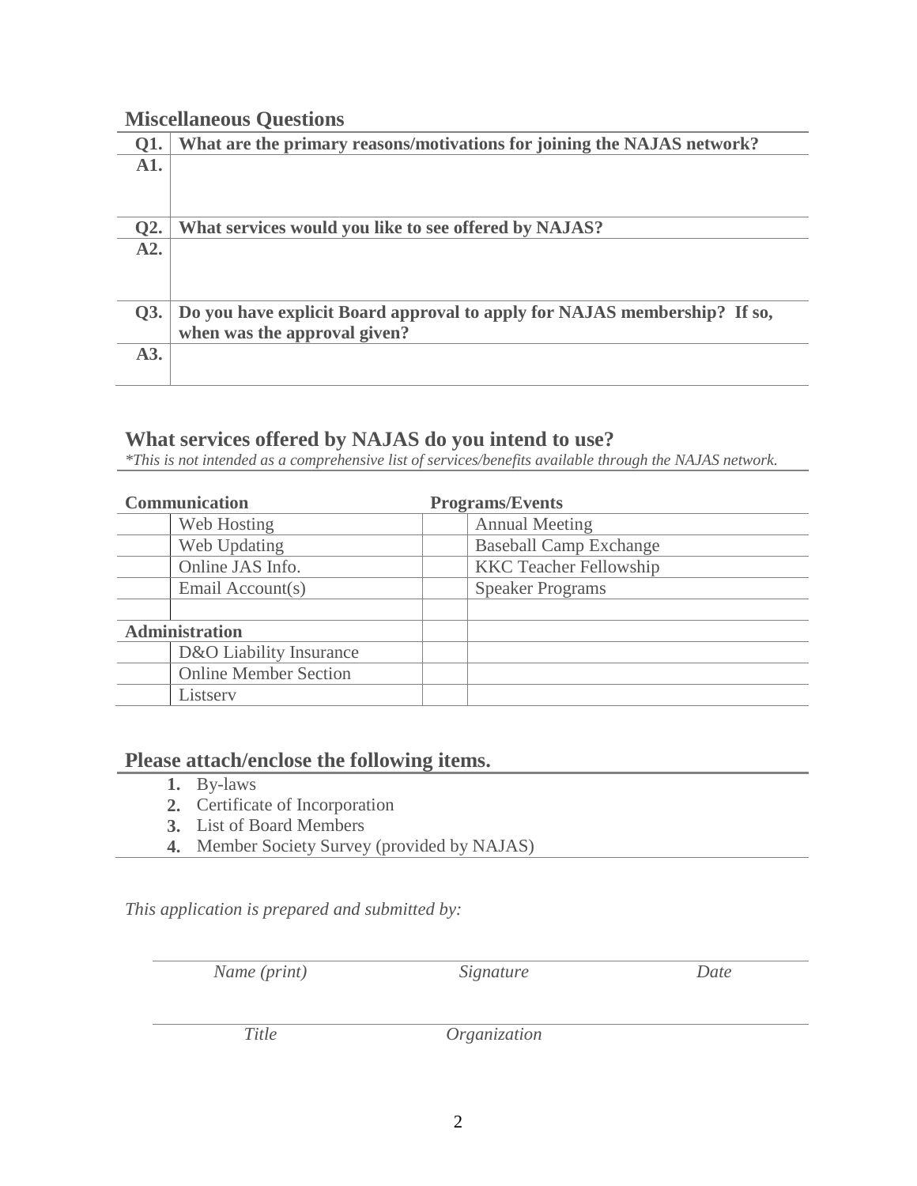## Miscellaneous Questions

| | |
|---|---|
| **Q1.** | **What are the primary reasons/motivations for joining the NAJAS network?** |
| **A1.** | |
| **Q2.** | **What services would you like to see offered by NAJAS?** |
| **A2.** | |
| **Q3.** | **Do you have explicit Board approval to apply for NAJAS membership? If so, when was the approval given?** |
| **A3.** | |

## What services offered by NAJAS do you intend to use?

*\*This is not intended as a comprehensive list of services/benefits available through the NAJAS network.*

| **Communication** | | **Programs/Events** | |
|---|---|---|---|
| | Web Hosting | | Annual Meeting |
| | Web Updating | | Baseball Camp Exchange |
| | Online JAS Info. | | KKC Teacher Fellowship |
| | Email Account(s) | | Speaker Programs |
| | | | |
| **Administration** | | | |
| | D&O Liability Insurance | | |
| | Online Member Section | | |
| | Listserv | | |

## Please attach/enclose the following items.

1. By-laws
2. Certificate of Incorporation
3. List of Board Members
4. Member Society Survey (provided by NAJAS)

*This application is prepared and submitted by:*

| *Name (print)* | *Signature* | *Date* |
|---|---|---|
| | | |
| *Title* | *Organization* | |